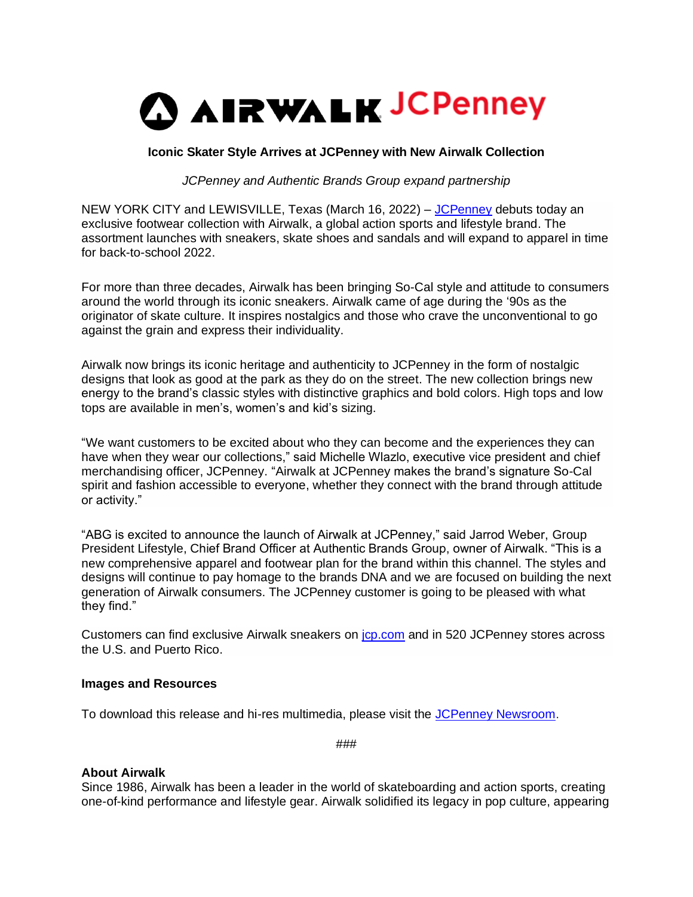**Iconic Skater Style Arrives at JCPenney with New Airwalk Collection**

*JCPenney and Authentic Brands Group expand partnership*

NEW YORK CITY and LEWISVILLE, Texas (March 16, 2022) – [JCPenney](#) debuts today an exclusive footwear collection with Airwalk, a global action sports and lifestyle brand. The assortment launches with sneakers, skate shoes and sandals and will expand to apparel in time for back-to-school 2022.

For more than three decades, Airwalk has been bringing So-Cal style and attitude to consumers around the world through its iconic sneakers. Airwalk came of age during the '90s as the originator of skate culture. It inspires nostalgics and those who crave the unconventional to go against the grain and express their individuality.

Airwalk now brings its iconic heritage and authenticity to JCPenney in the form of nostalgic designs that look as good at the park as they do on the street. The new collection brings new energy to the brand's classic styles with distinctive graphics and bold colors. High tops and low tops are available in men's, women's and kid's sizing.

"We want customers to be excited about who they can become and the experiences they can have when they wear our collections," said Michelle Wlazlo, executive vice president and chief merchandising officer, JCPenney. "Airwalk at JCPenney makes the brand's signature So-Cal spirit and fashion accessible to everyone, whether they connect with the brand through attitude or activity."

"ABG is excited to announce the launch of Airwalk at JCPenney," said Jarrod Weber, Group President Lifestyle, Chief Brand Officer at Authentic Brands Group, owner of Airwalk. "This is a new comprehensive apparel and footwear plan for the brand within this channel. The styles and designs will continue to pay homage to the brands DNA and we are focused on building the next generation of Airwalk consumers. The JCPenney customer is going to be pleased with what they find."

Customers can find exclusive Airwalk sneakers on [jcp.com](#) and in 520 JCPenney stores across the U.S. and Puerto Rico.

**Images and Resources**

To download this release and hi-res multimedia, please visit the [JCPenney Newsroom](#).

###

**About Airwalk**

Since 1986, Airwalk has been a leader in the world of skateboarding and action sports, creating one-of-kind performance and lifestyle gear. Airwalk solidified its legacy in pop culture, appearing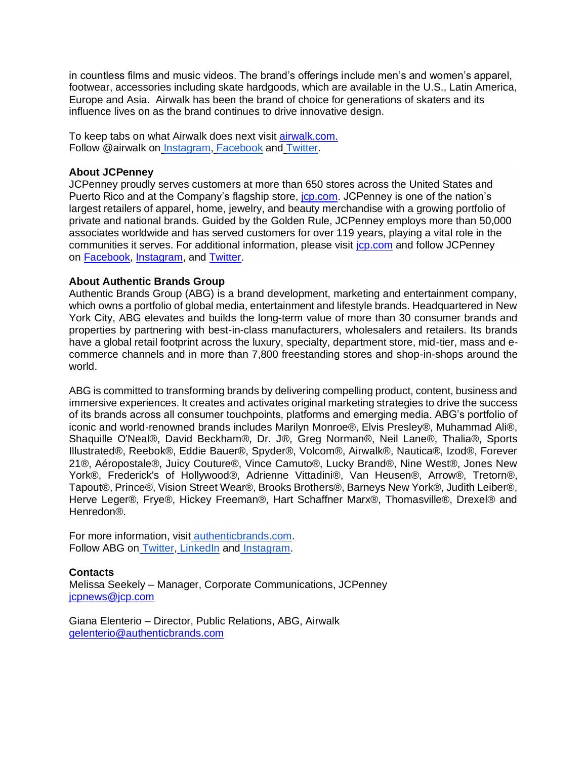in countless films and music videos. The brand's offerings include men's and women's apparel, footwear, accessories including skate hardgoods, which are available in the U.S., Latin America, Europe and Asia. Airwalk has been the brand of choice for generations of skaters and its influence lives on as the brand continues to drive innovative design.

To keep tabs on what Airwalk does next visit airwalk.com.
Follow @airwalk on Instagram, Facebook and Twitter.

**About JCPenney**
JCPenney proudly serves customers at more than 650 stores across the United States and Puerto Rico and at the Company's flagship store, jcp.com. JCPenney is one of the nation's largest retailers of apparel, home, jewelry, and beauty merchandise with a growing portfolio of private and national brands. Guided by the Golden Rule, JCPenney employs more than 50,000 associates worldwide and has served customers for over 119 years, playing a vital role in the communities it serves. For additional information, please visit jcp.com and follow JCPenney on Facebook, Instagram, and Twitter.

**About Authentic Brands Group**
Authentic Brands Group (ABG) is a brand development, marketing and entertainment company, which owns a portfolio of global media, entertainment and lifestyle brands. Headquartered in New York City, ABG elevates and builds the long-term value of more than 30 consumer brands and properties by partnering with best-in-class manufacturers, wholesalers and retailers. Its brands have a global retail footprint across the luxury, specialty, department store, mid-tier, mass and e-commerce channels and in more than 7,800 freestanding stores and shop-in-shops around the world.

ABG is committed to transforming brands by delivering compelling product, content, business and immersive experiences. It creates and activates original marketing strategies to drive the success of its brands across all consumer touchpoints, platforms and emerging media. ABG's portfolio of iconic and world-renowned brands includes Marilyn Monroe®, Elvis Presley®, Muhammad Ali®, Shaquille O'Neal®, David Beckham®, Dr. J®, Greg Norman®, Neil Lane®, Thalia®, Sports Illustrated®, Reebok®, Eddie Bauer®, Spyder®, Volcom®, Airwalk®, Nautica®, Izod®, Forever 21®, Aéropostale®, Juicy Couture®, Vince Camuto®, Lucky Brand®, Nine West®, Jones New York®, Frederick's of Hollywood®, Adrienne Vittadini®, Van Heusen®, Arrow®, Tretorn®, Tapout®, Prince®, Vision Street Wear®, Brooks Brothers®, Barneys New York®, Judith Leiber®, Herve Leger®, Frye®, Hickey Freeman®, Hart Schaffner Marx®, Thomasville®, Drexel® and Henredon®.

For more information, visit authenticbrands.com.
Follow ABG on Twitter, LinkedIn and Instagram.

**Contacts**
Melissa Seekely – Manager, Corporate Communications, JCPenney
jcpnews@jcp.com

Giana Elenterio – Director, Public Relations, ABG, Airwalk
gelenterio@authenticbrands.com